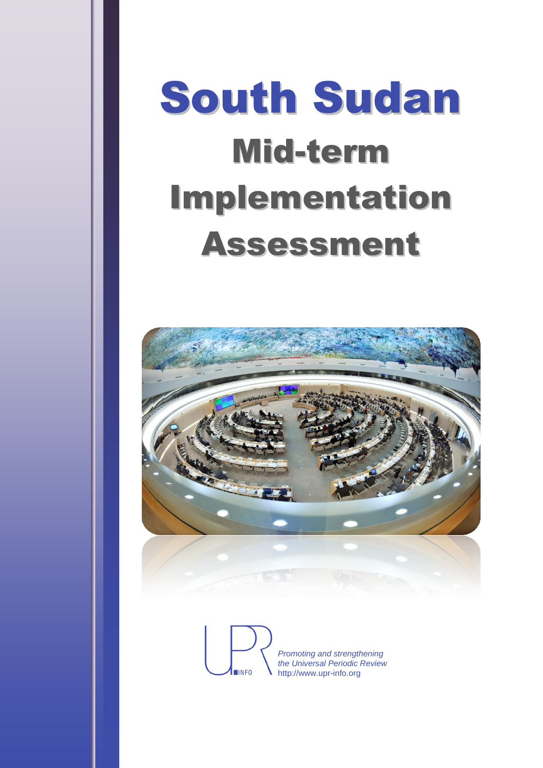# South Sudan

## Mid-term Implementation Assessment

*Promoting and strengthening the Universal Periodic Review*
http://www.upr-info.org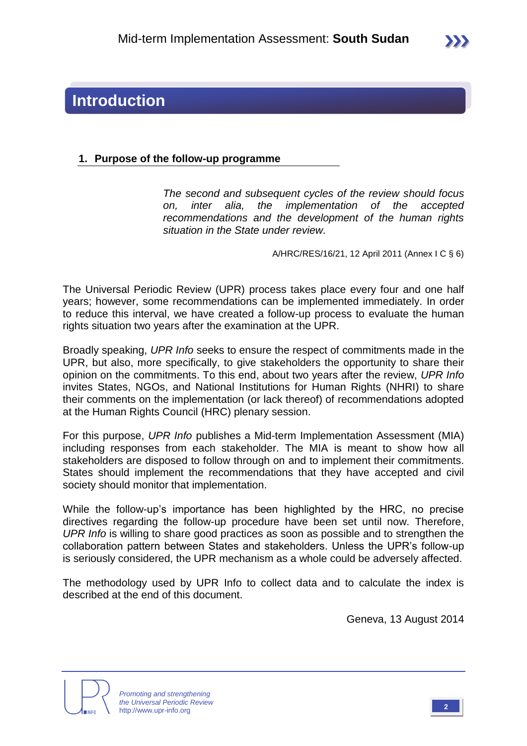# Introduction

## 1. Purpose of the follow-up programme

> *The second and subsequent cycles of the review should focus on, inter alia, the implementation of the accepted recommendations and the development of the human rights situation in the State under review.*
>
> A/HRC/RES/16/21, 12 April 2011 (Annex I C § 6)

The Universal Periodic Review (UPR) process takes place every four and one half years; however, some recommendations can be implemented immediately. In order to reduce this interval, we have created a follow-up process to evaluate the human rights situation two years after the examination at the UPR.

Broadly speaking, *UPR Info* seeks to ensure the respect of commitments made in the UPR, but also, more specifically, to give stakeholders the opportunity to share their opinion on the commitments. To this end, about two years after the review, *UPR Info* invites States, NGOs, and National Institutions for Human Rights (NHRI) to share their comments on the implementation (or lack thereof) of recommendations adopted at the Human Rights Council (HRC) plenary session.

For this purpose, *UPR Info* publishes a Mid-term Implementation Assessment (MIA) including responses from each stakeholder. The MIA is meant to show how all stakeholders are disposed to follow through on and to implement their commitments. States should implement the recommendations that they have accepted and civil society should monitor that implementation.

While the follow-up's importance has been highlighted by the HRC, no precise directives regarding the follow-up procedure have been set until now. Therefore, *UPR Info* is willing to share good practices as soon as possible and to strengthen the collaboration pattern between States and stakeholders. Unless the UPR's follow-up is seriously considered, the UPR mechanism as a whole could be adversely affected.

The methodology used by UPR Info to collect data and to calculate the index is described at the end of this document.

Geneva, 13 August 2014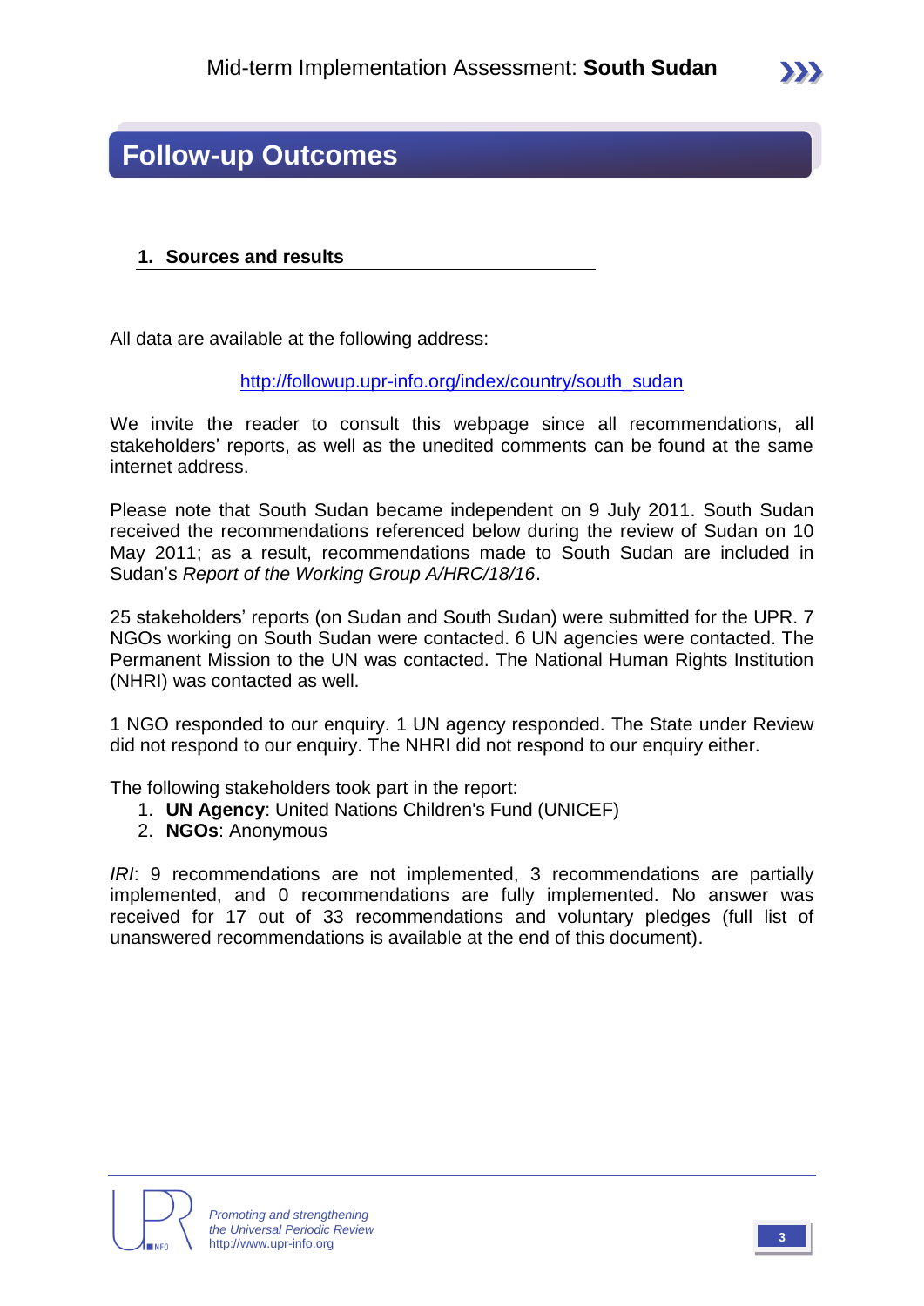# Follow-up Outcomes

## 1. Sources and results

All data are available at the following address:

http://followup.upr-info.org/index/country/south_sudan

We invite the reader to consult this webpage since all recommendations, all stakeholders' reports, as well as the unedited comments can be found at the same internet address.

Please note that South Sudan became independent on 9 July 2011. South Sudan received the recommendations referenced below during the review of Sudan on 10 May 2011; as a result, recommendations made to South Sudan are included in Sudan's *Report of the Working Group A/HRC/18/16*.

25 stakeholders' reports (on Sudan and South Sudan) were submitted for the UPR. 7 NGOs working on South Sudan were contacted. 6 UN agencies were contacted. The Permanent Mission to the UN was contacted. The National Human Rights Institution (NHRI) was contacted as well.

1 NGO responded to our enquiry. 1 UN agency responded. The State under Review did not respond to our enquiry. The NHRI did not respond to our enquiry either.

The following stakeholders took part in the report:

1. **UN Agency**: United Nations Children's Fund (UNICEF)
2. **NGOs**: Anonymous

*IRI*: 9 recommendations are not implemented, 3 recommendations are partially implemented, and 0 recommendations are fully implemented. No answer was received for 17 out of 33 recommendations and voluntary pledges (full list of unanswered recommendations is available at the end of this document).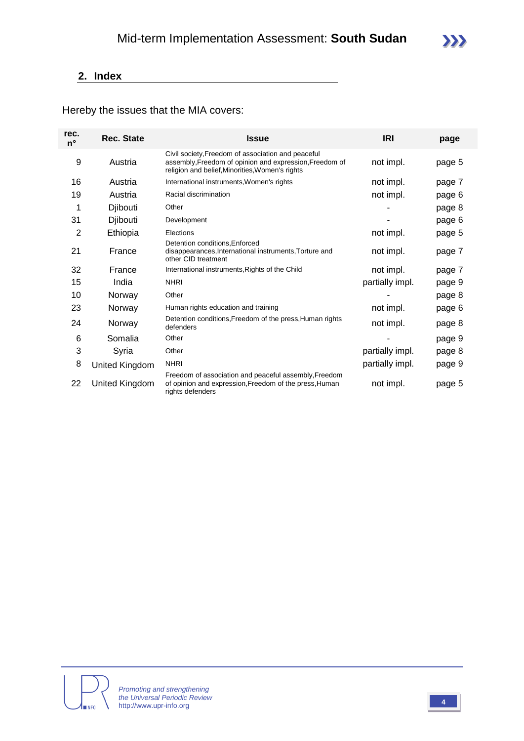## 2. Index

Hereby the issues that the MIA covers:

| rec. n° | Rec. State | Issue | IRI | page |
|---|---|---|---|---|
| 9 | Austria | Civil society,Freedom of association and peaceful assembly,Freedom of opinion and expression,Freedom of religion and belief,Minorities,Women's rights | not impl. | page 5 |
| 16 | Austria | International instruments,Women's rights | not impl. | page 7 |
| 19 | Austria | Racial discrimination | not impl. | page 6 |
| 1 | Djibouti | Other | - | page 8 |
| 31 | Djibouti | Development | - | page 6 |
| 2 | Ethiopia | Elections | not impl. | page 5 |
| 21 | France | Detention conditions,Enforced disappearances,International instruments,Torture and other CID treatment | not impl. | page 7 |
| 32 | France | International instruments,Rights of the Child | not impl. | page 7 |
| 15 | India | NHRI | partially impl. | page 9 |
| 10 | Norway | Other | - | page 8 |
| 23 | Norway | Human rights education and training | not impl. | page 6 |
| 24 | Norway | Detention conditions,Freedom of the press,Human rights defenders | not impl. | page 8 |
| 6 | Somalia | Other | - | page 9 |
| 3 | Syria | Other | partially impl. | page 8 |
| 8 | United Kingdom | NHRI | partially impl. | page 9 |
| 22 | United Kingdom | Freedom of association and peaceful assembly,Freedom of opinion and expression,Freedom of the press,Human rights defenders | not impl. | page 5 |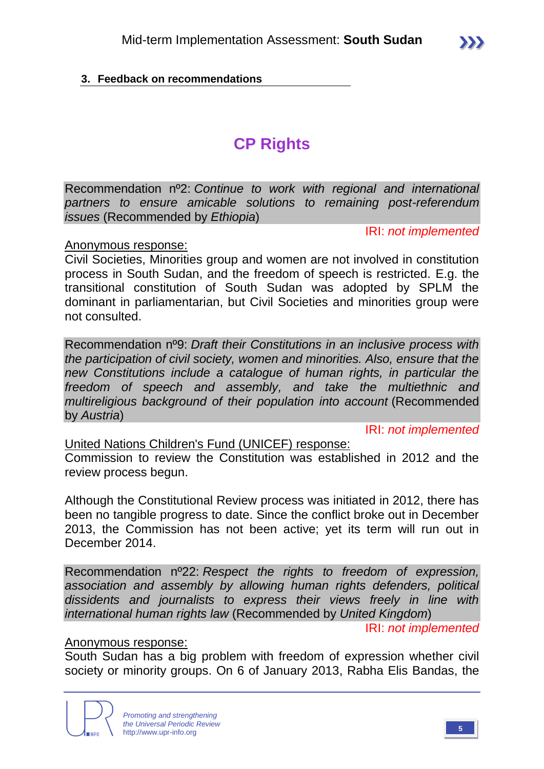### 3. Feedback on recommendations

## CP Rights

Recommendation nº2: *Continue to work with regional and international partners to ensure amicable solutions to remaining post-referendum issues* (Recommended by *Ethiopia*)

IRI: *not implemented*

Anonymous response:

Civil Societies, Minorities group and women are not involved in constitution process in South Sudan, and the freedom of speech is restricted. E.g. the transitional constitution of South Sudan was adopted by SPLM the dominant in parliamentarian, but Civil Societies and minorities group were not consulted.

Recommendation nº9: *Draft their Constitutions in an inclusive process with the participation of civil society, women and minorities. Also, ensure that the new Constitutions include a catalogue of human rights, in particular the freedom of speech and assembly, and take the multiethnic and multireligious background of their population into account* (Recommended by *Austria*)

IRI: *not implemented*

United Nations Children's Fund (UNICEF) response:

Commission to review the Constitution was established in 2012 and the review process begun.

Although the Constitutional Review process was initiated in 2012, there has been no tangible progress to date. Since the conflict broke out in December 2013, the Commission has not been active; yet its term will run out in December 2014.

Recommendation nº22: *Respect the rights to freedom of expression, association and assembly by allowing human rights defenders, political dissidents and journalists to express their views freely in line with international human rights law* (Recommended by *United Kingdom*)

IRI: *not implemented*

Anonymous response:

South Sudan has a big problem with freedom of expression whether civil society or minority groups. On 6 of January 2013, Rabha Elis Bandas, the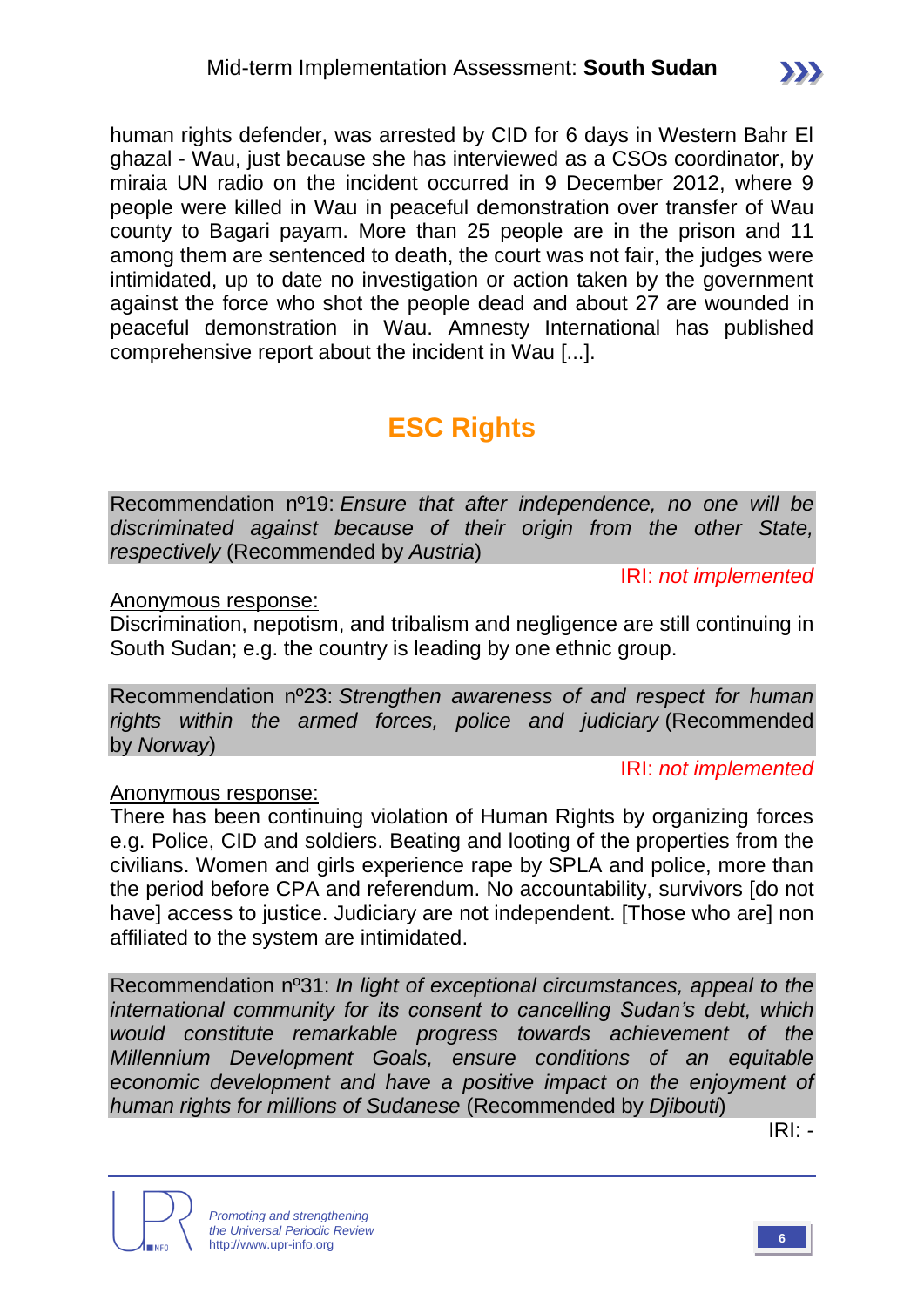human rights defender, was arrested by CID for 6 days in Western Bahr El ghazal - Wau, just because she has interviewed as a CSOs coordinator, by miraia UN radio on the incident occurred in 9 December 2012, where 9 people were killed in Wau in peaceful demonstration over transfer of Wau county to Bagari payam. More than 25 people are in the prison and 11 among them are sentenced to death, the court was not fair, the judges were intimidated, up to date no investigation or action taken by the government against the force who shot the people dead and about 27 are wounded in peaceful demonstration in Wau. Amnesty International has published comprehensive report about the incident in Wau [...].

## ESC Rights

Recommendation nº19: *Ensure that after independence, no one will be discriminated against because of their origin from the other State, respectively* (Recommended by *Austria*)

IRI: *not implemented*

Anonymous response:

Discrimination, nepotism, and tribalism and negligence are still continuing in South Sudan; e.g. the country is leading by one ethnic group.

Recommendation nº23: *Strengthen awareness of and respect for human rights within the armed forces, police and judiciary* (Recommended by *Norway*)

IRI: *not implemented*

Anonymous response:

There has been continuing violation of Human Rights by organizing forces e.g. Police, CID and soldiers. Beating and looting of the properties from the civilians. Women and girls experience rape by SPLA and police, more than the period before CPA and referendum. No accountability, survivors [do not have] access to justice. Judiciary are not independent. [Those who are] non affiliated to the system are intimidated.

Recommendation nº31: *In light of exceptional circumstances, appeal to the international community for its consent to cancelling Sudan's debt, which would constitute remarkable progress towards achievement of the Millennium Development Goals, ensure conditions of an equitable economic development and have a positive impact on the enjoyment of human rights for millions of Sudanese* (Recommended by *Djibouti*)

IRI: -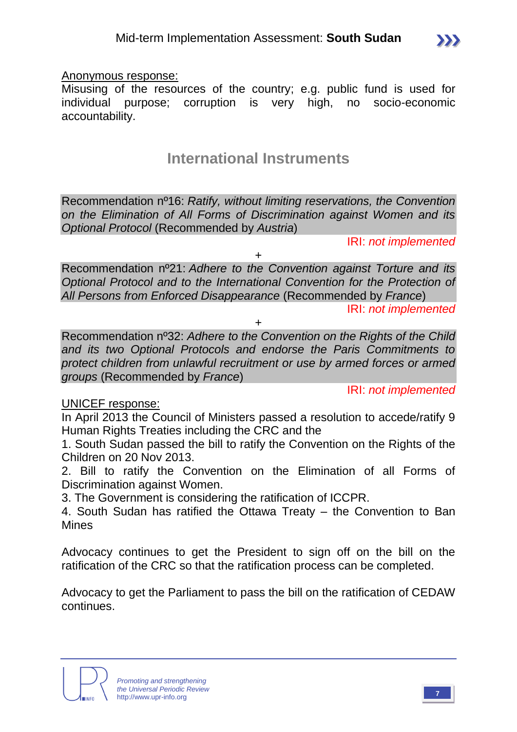<u>Anonymous response:</u>
Misusing of the resources of the country; e.g. public fund is used for individual purpose; corruption is very high, no socio-economic accountability.

## International Instruments

Recommendation nº16: *Ratify, without limiting reservations, the Convention on the Elimination of All Forms of Discrimination against Women and its Optional Protocol* (Recommended by *Austria*)

IRI: *not implemented*

+

Recommendation nº21: *Adhere to the Convention against Torture and its Optional Protocol and to the International Convention for the Protection of All Persons from Enforced Disappearance* (Recommended by *France*)

IRI: *not implemented*

+

Recommendation nº32: *Adhere to the Convention on the Rights of the Child and its two Optional Protocols and endorse the Paris Commitments to protect children from unlawful recruitment or use by armed forces or armed groups* (Recommended by *France*)

IRI: *not implemented*

<u>UNICEF response:</u>
In April 2013 the Council of Ministers passed a resolution to accede/ratify 9 Human Rights Treaties including the CRC and the

1. South Sudan passed the bill to ratify the Convention on the Rights of the Children on 20 Nov 2013.
2. Bill to ratify the Convention on the Elimination of all Forms of Discrimination against Women.
3. The Government is considering the ratification of ICCPR.
4. South Sudan has ratified the Ottawa Treaty – the Convention to Ban Mines

Advocacy continues to get the President to sign off on the bill on the ratification of the CRC so that the ratification process can be completed.

Advocacy to get the Parliament to pass the bill on the ratification of CEDAW continues.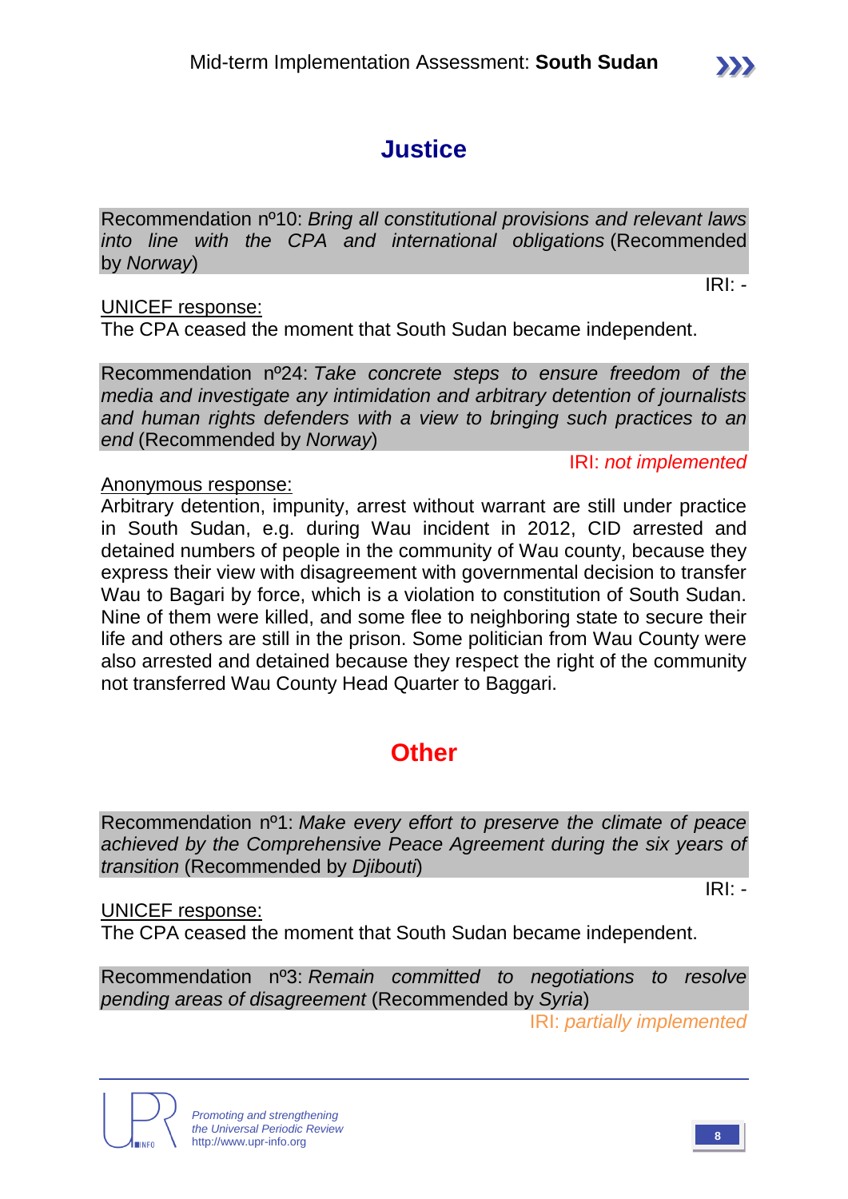## Justice

Recommendation nº10: *Bring all constitutional provisions and relevant laws into line with the CPA and international obligations* (Recommended by *Norway*)

IRI: -

UNICEF response:

The CPA ceased the moment that South Sudan became independent.

Recommendation nº24: *Take concrete steps to ensure freedom of the media and investigate any intimidation and arbitrary detention of journalists and human rights defenders with a view to bringing such practices to an end* (Recommended by *Norway*)

IRI: *not implemented*

Anonymous response:

Arbitrary detention, impunity, arrest without warrant are still under practice in South Sudan, e.g. during Wau incident in 2012, CID arrested and detained numbers of people in the community of Wau county, because they express their view with disagreement with governmental decision to transfer Wau to Bagari by force, which is a violation to constitution of South Sudan. Nine of them were killed, and some flee to neighboring state to secure their life and others are still in the prison. Some politician from Wau County were also arrested and detained because they respect the right of the community not transferred Wau County Head Quarter to Baggari.

## Other

Recommendation nº1: *Make every effort to preserve the climate of peace achieved by the Comprehensive Peace Agreement during the six years of transition* (Recommended by *Djibouti*)

IRI: -

UNICEF response:

The CPA ceased the moment that South Sudan became independent.

Recommendation nº3: *Remain committed to negotiations to resolve pending areas of disagreement* (Recommended by *Syria*)

IRI: *partially implemented*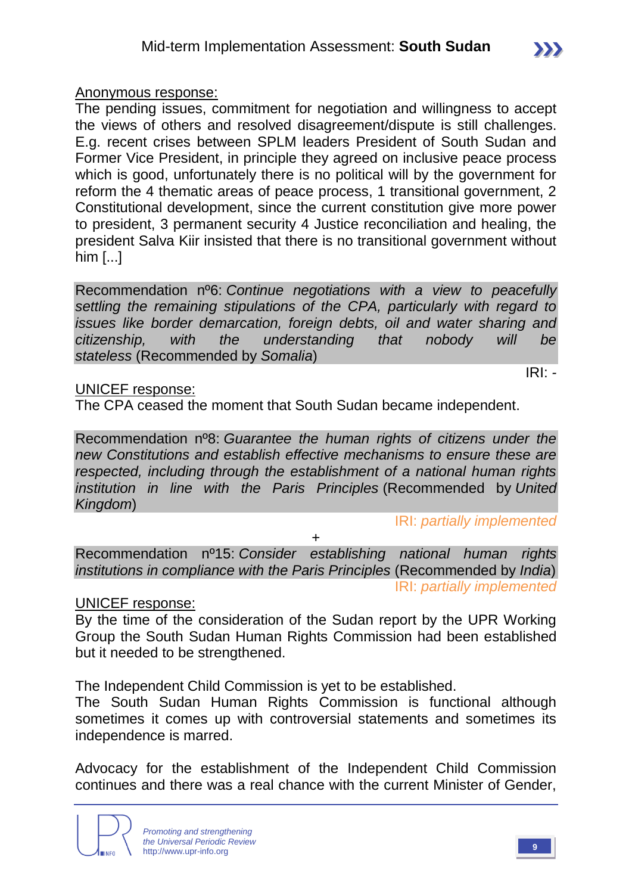Anonymous response:

The pending issues, commitment for negotiation and willingness to accept the views of others and resolved disagreement/dispute is still challenges. E.g. recent crises between SPLM leaders President of South Sudan and Former Vice President, in principle they agreed on inclusive peace process which is good, unfortunately there is no political will by the government for reform the 4 thematic areas of peace process, 1 transitional government, 2 Constitutional development, since the current constitution give more power to president, 3 permanent security 4 Justice reconciliation and healing, the president Salva Kiir insisted that there is no transitional government without him [...]

Recommendation nº6: *Continue negotiations with a view to peacefully settling the remaining stipulations of the CPA, particularly with regard to issues like border demarcation, foreign debts, oil and water sharing and citizenship, with the understanding that nobody will be stateless* (Recommended by *Somalia*)

IRI: -

UNICEF response:

The CPA ceased the moment that South Sudan became independent.

Recommendation nº8: *Guarantee the human rights of citizens under the new Constitutions and establish effective mechanisms to ensure these are respected, including through the establishment of a national human rights institution in line with the Paris Principles* (Recommended by *United Kingdom*)

IRI: *partially implemented*

+

Recommendation nº15: *Consider establishing national human rights institutions in compliance with the Paris Principles* (Recommended by *India*)

IRI: *partially implemented*

UNICEF response:

By the time of the consideration of the Sudan report by the UPR Working Group the South Sudan Human Rights Commission had been established but it needed to be strengthened.

The Independent Child Commission is yet to be established.

The South Sudan Human Rights Commission is functional although sometimes it comes up with controversial statements and sometimes its independence is marred.

Advocacy for the establishment of the Independent Child Commission continues and there was a real chance with the current Minister of Gender,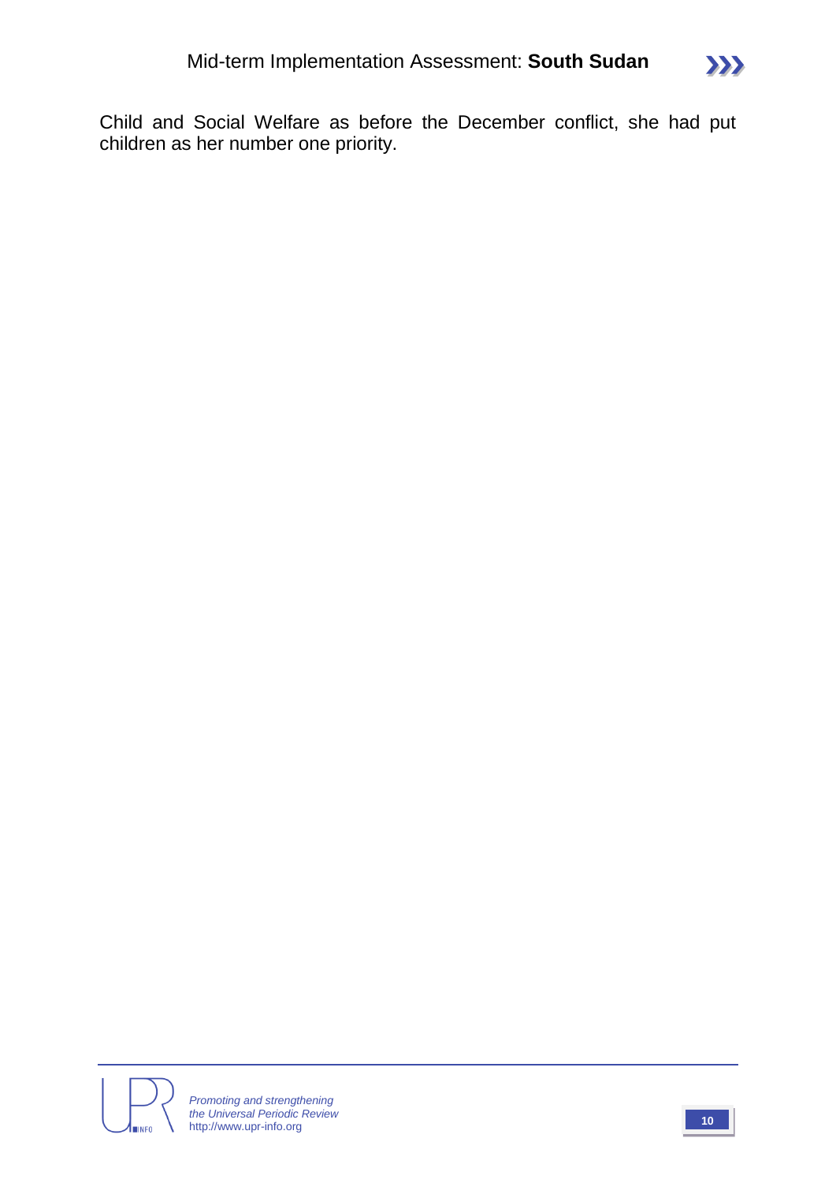Child and Social Welfare as before the December conflict, she had put children as her number one priority.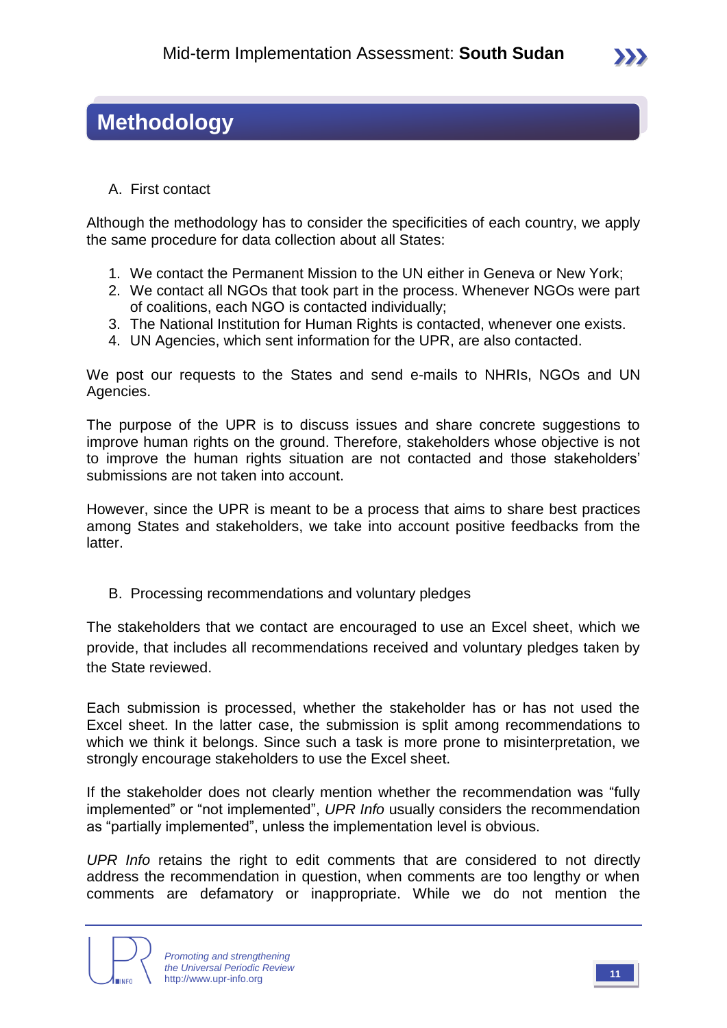# Methodology

A. First contact

Although the methodology has to consider the specificities of each country, we apply the same procedure for data collection about all States:

1. We contact the Permanent Mission to the UN either in Geneva or New York;
2. We contact all NGOs that took part in the process. Whenever NGOs were part of coalitions, each NGO is contacted individually;
3. The National Institution for Human Rights is contacted, whenever one exists.
4. UN Agencies, which sent information for the UPR, are also contacted.

We post our requests to the States and send e-mails to NHRIs, NGOs and UN Agencies.

The purpose of the UPR is to discuss issues and share concrete suggestions to improve human rights on the ground. Therefore, stakeholders whose objective is not to improve the human rights situation are not contacted and those stakeholders' submissions are not taken into account.

However, since the UPR is meant to be a process that aims to share best practices among States and stakeholders, we take into account positive feedbacks from the latter.

B. Processing recommendations and voluntary pledges

The stakeholders that we contact are encouraged to use an Excel sheet, which we provide, that includes all recommendations received and voluntary pledges taken by the State reviewed.

Each submission is processed, whether the stakeholder has or has not used the Excel sheet. In the latter case, the submission is split among recommendations to which we think it belongs. Since such a task is more prone to misinterpretation, we strongly encourage stakeholders to use the Excel sheet.

If the stakeholder does not clearly mention whether the recommendation was "fully implemented" or "not implemented", *UPR Info* usually considers the recommendation as "partially implemented", unless the implementation level is obvious.

*UPR Info* retains the right to edit comments that are considered to not directly address the recommendation in question, when comments are too lengthy or when comments are defamatory or inappropriate. While we do not mention the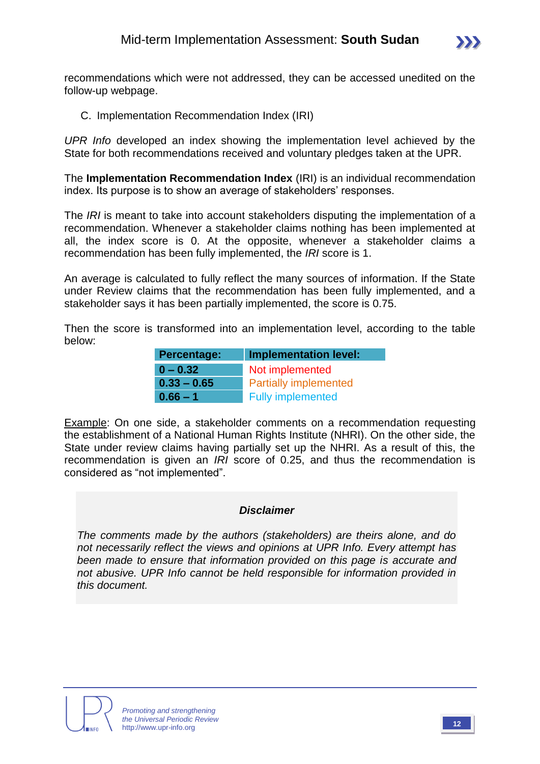recommendations which were not addressed, they can be accessed unedited on the follow-up webpage.

C. Implementation Recommendation Index (IRI)

*UPR Info* developed an index showing the implementation level achieved by the State for both recommendations received and voluntary pledges taken at the UPR.

The **Implementation Recommendation Index** (IRI) is an individual recommendation index. Its purpose is to show an average of stakeholders' responses.

The *IRI* is meant to take into account stakeholders disputing the implementation of a recommendation. Whenever a stakeholder claims nothing has been implemented at all, the index score is 0. At the opposite, whenever a stakeholder claims a recommendation has been fully implemented, the *IRI* score is 1.

An average is calculated to fully reflect the many sources of information. If the State under Review claims that the recommendation has been fully implemented, and a stakeholder says it has been partially implemented, the score is 0.75.

Then the score is transformed into an implementation level, according to the table below:

| Percentage: | Implementation level: |
| --- | --- |
| 0 – 0.32 | Not implemented |
| 0.33 – 0.65 | Partially implemented |
| 0.66 – 1 | Fully implemented |

Example: On one side, a stakeholder comments on a recommendation requesting the establishment of a National Human Rights Institute (NHRI). On the other side, the State under review claims having partially set up the NHRI. As a result of this, the recommendation is given an *IRI* score of 0.25, and thus the recommendation is considered as "not implemented".

***Disclaimer***

*The comments made by the authors (stakeholders) are theirs alone, and do not necessarily reflect the views and opinions at UPR Info. Every attempt has been made to ensure that information provided on this page is accurate and not abusive. UPR Info cannot be held responsible for information provided in this document.*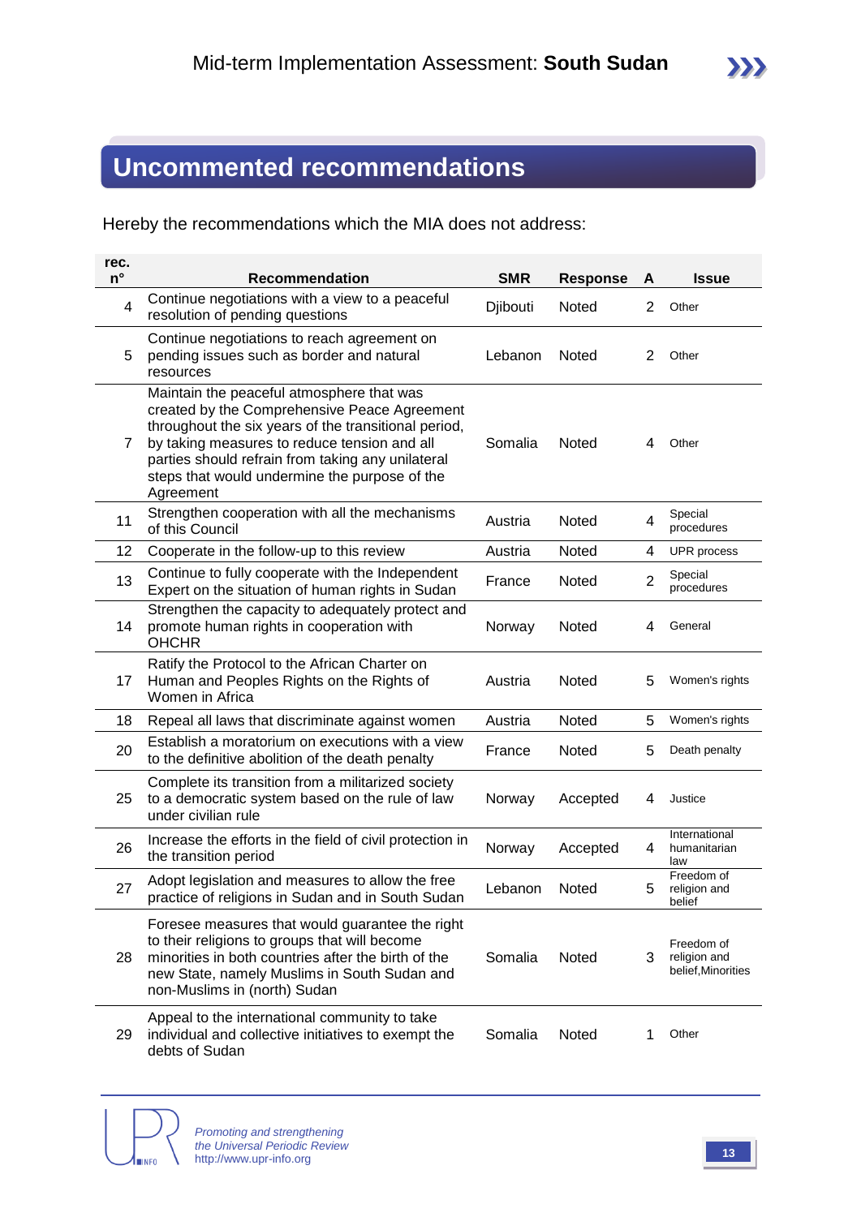## Uncommented recommendations

Hereby the recommendations which the MIA does not address:

| rec. n° | Recommendation | SMR | Response | A | Issue |
|---|---|---|---|---|---|
| 4 | Continue negotiations with a view to a peaceful resolution of pending questions | Djibouti | Noted | 2 | Other |
| 5 | Continue negotiations to reach agreement on pending issues such as border and natural resources | Lebanon | Noted | 2 | Other |
| 7 | Maintain the peaceful atmosphere that was created by the Comprehensive Peace Agreement throughout the six years of the transitional period, by taking measures to reduce tension and all parties should refrain from taking any unilateral steps that would undermine the purpose of the Agreement | Somalia | Noted | 4 | Other |
| 11 | Strengthen cooperation with all the mechanisms of this Council | Austria | Noted | 4 | Special procedures |
| 12 | Cooperate in the follow-up to this review | Austria | Noted | 4 | UPR process |
| 13 | Continue to fully cooperate with the Independent Expert on the situation of human rights in Sudan | France | Noted | 2 | Special procedures |
| 14 | Strengthen the capacity to adequately protect and promote human rights in cooperation with OHCHR | Norway | Noted | 4 | General |
| 17 | Ratify the Protocol to the African Charter on Human and Peoples Rights on the Rights of Women in Africa | Austria | Noted | 5 | Women's rights |
| 18 | Repeal all laws that discriminate against women | Austria | Noted | 5 | Women's rights |
| 20 | Establish a moratorium on executions with a view to the definitive abolition of the death penalty | France | Noted | 5 | Death penalty |
| 25 | Complete its transition from a militarized society to a democratic system based on the rule of law under civilian rule | Norway | Accepted | 4 | Justice |
| 26 | Increase the efforts in the field of civil protection in the transition period | Norway | Accepted | 4 | International humanitarian law |
| 27 | Adopt legislation and measures to allow the free practice of religions in Sudan and in South Sudan | Lebanon | Noted | 5 | Freedom of religion and belief |
| 28 | Foresee measures that would guarantee the right to their religions to groups that will become minorities in both countries after the birth of the new State, namely Muslims in South Sudan and non-Muslims in (north) Sudan | Somalia | Noted | 3 | Freedom of religion and belief,Minorities |
| 29 | Appeal to the international community to take individual and collective initiatives to exempt the debts of Sudan | Somalia | Noted | 1 | Other |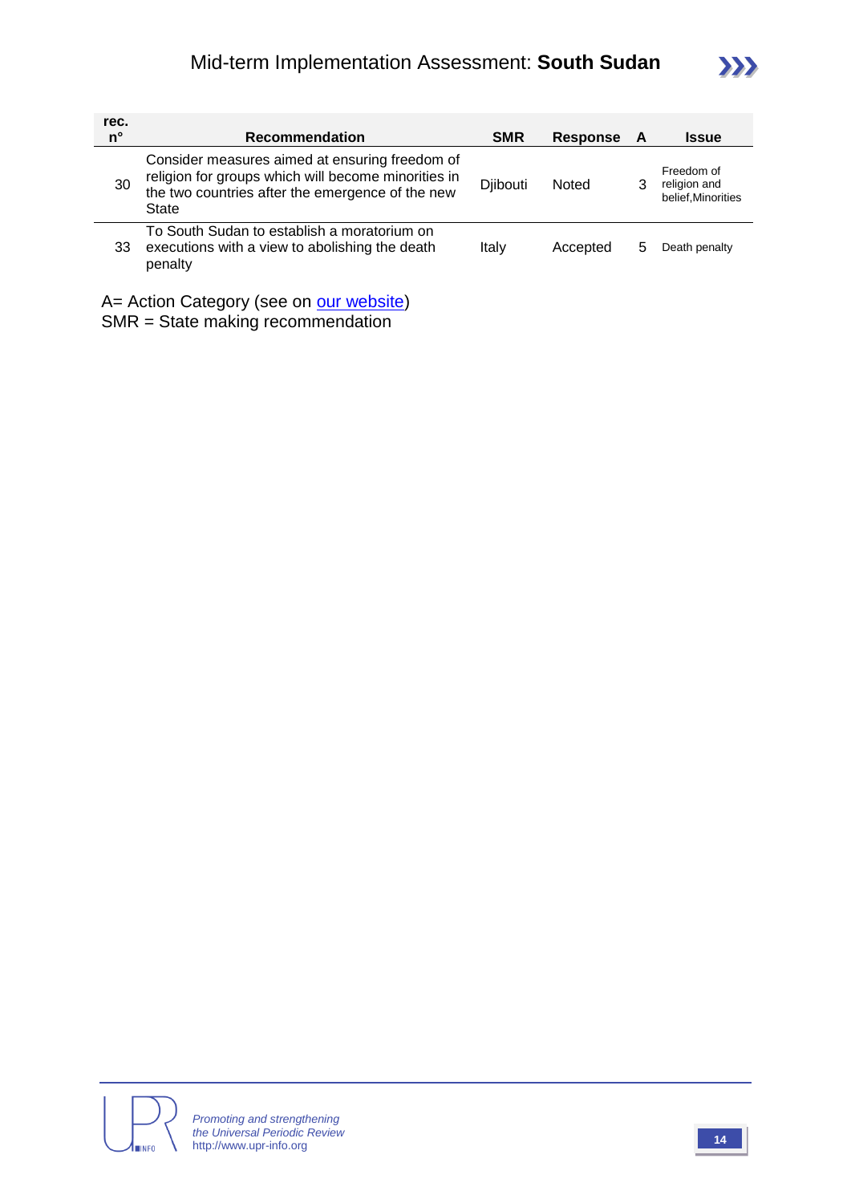| rec. n° | Recommendation | SMR | Response | A | Issue |
|---|---|---|---|---|---|
| 30 | Consider measures aimed at ensuring freedom of religion for groups which will become minorities in the two countries after the emergence of the new State | Djibouti | Noted | 3 | Freedom of religion and belief,Minorities |
| 33 | To South Sudan to establish a moratorium on executions with a view to abolishing the death penalty | Italy | Accepted | 5 | Death penalty |

A= Action Category (see on our website)
SMR = State making recommendation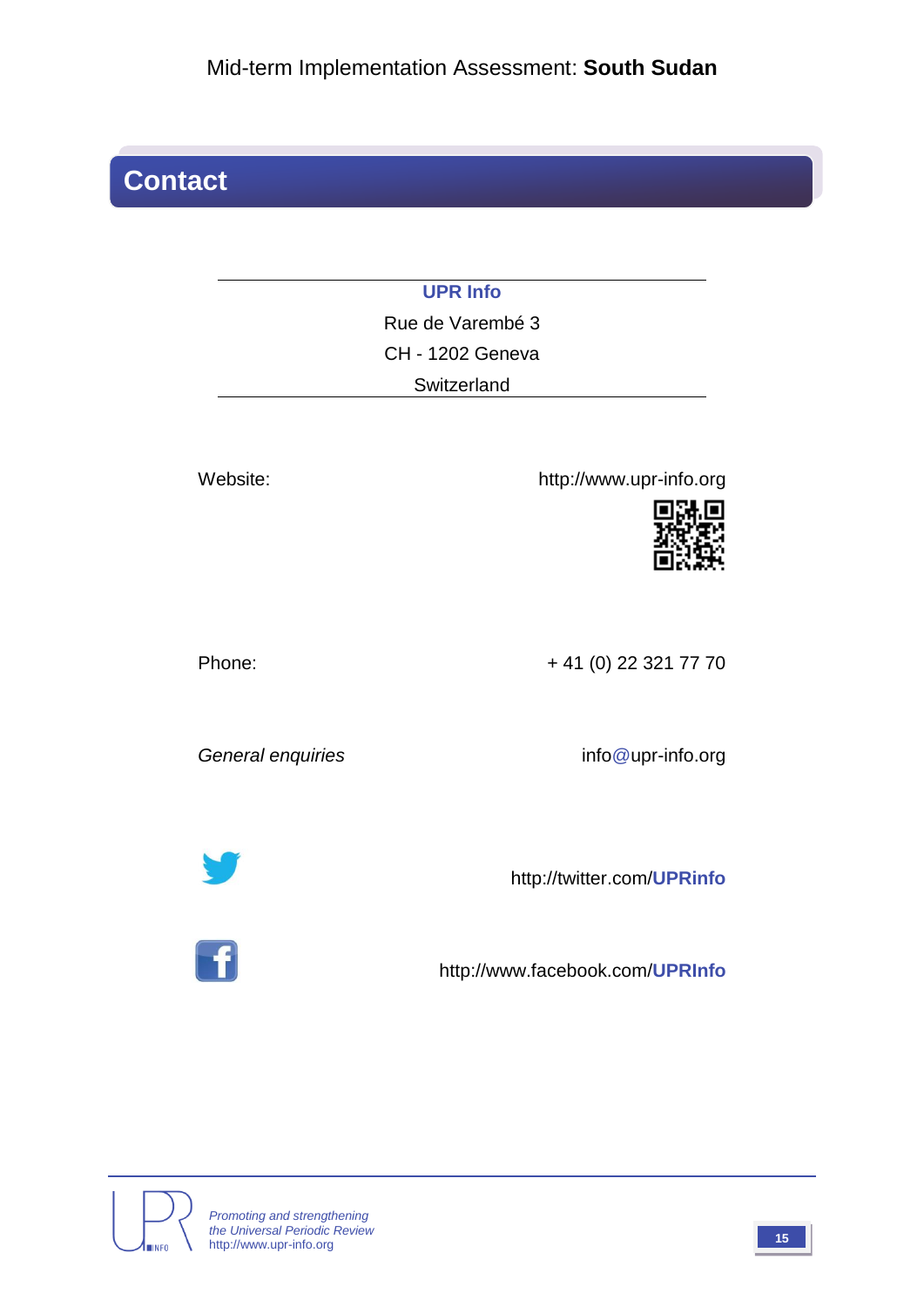# Contact

**UPR Info**
Rue de Varembé 3
CH - 1202 Geneva
Switzerland

| | |
|---|---|
| Website: | http://www.upr-info.org |
| Phone: | + 41 (0) 22 321 77 70 |
| *General enquiries* | info@upr-info.org |
| | http://twitter.com/**UPRinfo** |
| | http://www.facebook.com/**UPRInfo** |